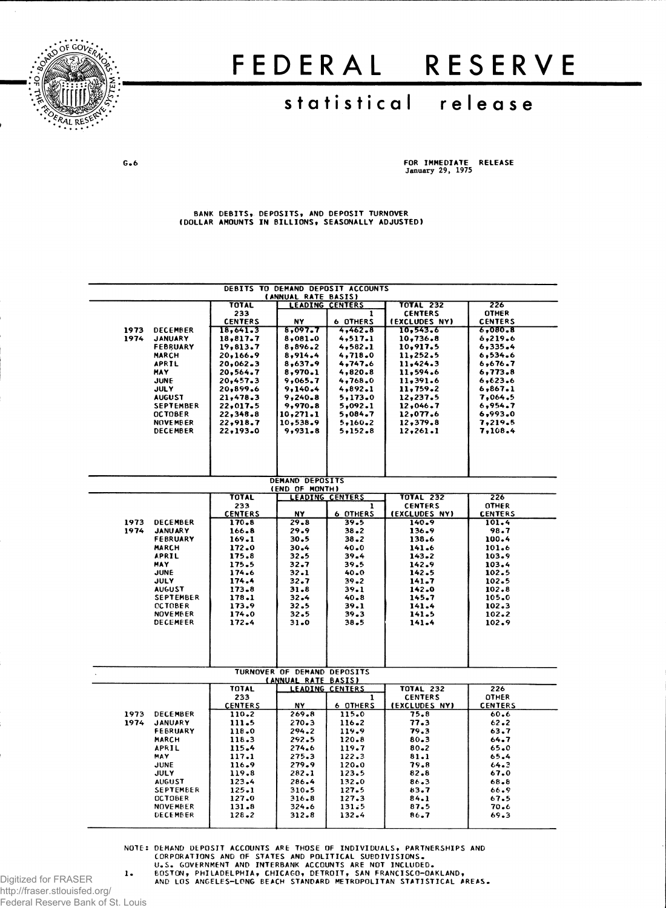# FEDERAL RESERVE

## statistical release

G.6

FOR IMMEDIATE RELEASE
January 29, 1975

BANK DEBITS, DEPOSITS, AND DEPOSIT TURNOVER
(DOLLAR AMOUNTS IN BILLIONS, SEASONALLY ADJUSTED)

**DEBITS TO DEMAND DEPOSIT ACCOUNTS (ANNUAL RATE BASIS)**

| | | TOTAL 233 CENTERS | LEADING CENTERS | | TOTAL 232 CENTERS (EXCLUDES NY) | 226 OTHER CENTERS |
|---|---|---|---|---|---|---|
| | | | NY | 6 OTHERS [1] | | |
| 1973 | DECEMBER | 18,641.3 | 8,097.7 | 4,462.8 | 10,543.6 | 6,080.8 |
| 1974 | JANUARY | 18,817.7 | 8,081.0 | 4,517.1 | 10,736.8 | 6,219.6 |
| | FEBRUARY | 19,813.7 | 8,896.2 | 4,582.1 | 10,917.5 | 6,335.4 |
| | MARCH | 20,166.9 | 8,914.4 | 4,718.0 | 11,252.5 | 6,534.6 |
| | APRIL | 20,062.3 | 8,637.9 | 4,747.6 | 11,424.3 | 6,676.7 |
| | MAY | 20,564.7 | 8,970.1 | 4,820.8 | 11,594.6 | 6,773.8 |
| | JUNE | 20,457.3 | 9,065.7 | 4,768.0 | 11,391.6 | 6,623.6 |
| | JULY | 20,899.6 | 9,140.4 | 4,892.1 | 11,759.2 | 6,867.1 |
| | AUGUST | 21,478.3 | 9,240.8 | 5,173.0 | 12,237.5 | 7,064.5 |
| | SEPTEMBER | 22,017.5 | 9,970.8 | 5,092.1 | 12,046.7 | 6,954.7 |
| | OCTOBER | 22,348.8 | 10,271.1 | 5,084.7 | 12,077.6 | 6,993.0 |
| | NOVEMBER | 22,918.7 | 10,538.9 | 5,160.2 | 12,379.8 | 7,219.5 |
| | DECEMBER | 22,193.0 | 9,931.8 | 5,152.8 | 12,261.1 | 7,108.4 |

**DEMAND DEPOSITS (END OF MONTH)**

| | | TOTAL 233 CENTERS | LEADING CENTERS | | TOTAL 232 CENTERS (EXCLUDES NY) | 226 OTHER CENTERS |
|---|---|---|---|---|---|---|
| | | | NY | 6 OTHERS [1] | | |
| 1973 | DECEMBER | 170.8 | 29.8 | 39.5 | 140.9 | 101.4 |
| 1974 | JANUARY | 166.8 | 29.9 | 38.2 | 136.9 | 98.7 |
| | FEBRUARY | 169.1 | 30.5 | 38.2 | 138.6 | 100.4 |
| | MARCH | 172.0 | 30.4 | 40.0 | 141.6 | 101.6 |
| | APRIL | 175.8 | 32.5 | 39.4 | 143.2 | 103.9 |
| | MAY | 175.5 | 32.7 | 39.5 | 142.9 | 103.4 |
| | JUNE | 174.6 | 32.1 | 40.0 | 142.5 | 102.5 |
| | JULY | 174.4 | 32.7 | 39.2 | 141.7 | 102.5 |
| | AUGUST | 173.8 | 31.8 | 39.1 | 142.0 | 102.8 |
| | SEPTEMBER | 178.1 | 32.4 | 40.8 | 145.7 | 105.0 |
| | OCTOBER | 173.9 | 32.5 | 39.1 | 141.4 | 102.3 |
| | NOVEMBER | 174.0 | 32.5 | 39.3 | 141.5 | 102.2 |
| | DECEMBER | 172.4 | 31.0 | 38.5 | 141.4 | 102.9 |

**TURNOVER OF DEMAND DEPOSITS (ANNUAL RATE BASIS)**

| | | TOTAL 233 CENTERS | LEADING CENTERS | | TOTAL 232 CENTERS (EXCLUDES NY) | 226 OTHER CENTERS |
|---|---|---|---|---|---|---|
| | | | NY | 6 OTHERS [1] | | |
| 1973 | DECEMBER | 110.2 | 269.8 | 115.0 | 75.8 | 60.6 |
| 1974 | JANUARY | 111.5 | 270.3 | 116.2 | 77.3 | 62.2 |
| | FEBRUARY | 118.0 | 294.2 | 119.9 | 79.3 | 63.7 |
| | MARCH | 118.3 | 292.5 | 120.8 | 80.3 | 64.7 |
| | APRIL | 115.4 | 274.6 | 119.7 | 80.2 | 65.0 |
| | MAY | 117.1 | 275.3 | 122.3 | 81.1 | 65.4 |
| | JUNE | 116.9 | 279.9 | 120.0 | 79.8 | 64.3 |
| | JULY | 119.8 | 282.1 | 123.5 | 82.8 | 67.0 |
| | AUGUST | 123.4 | 286.4 | 132.0 | 86.3 | 68.8 |
| | SEPTEMBER | 125.1 | 310.5 | 127.5 | 83.7 | 66.9 |
| | OCTOBER | 127.0 | 316.8 | 127.3 | 84.1 | 67.5 |
| | NOVEMBER | 131.8 | 324.6 | 131.5 | 87.5 | 70.6 |
| | DECEMBER | 128.2 | 312.8 | 132.4 | 86.7 | 69.3 |

NOTE: DEMAND DEPOSIT ACCOUNTS ARE THOSE OF INDIVIDUALS, PARTNERSHIPS AND CORPORATIONS AND OF STATES AND POLITICAL SUBDIVISIONS. U.S. GOVERNMENT AND INTERBANK ACCOUNTS ARE NOT INCLUDED.

1. BOSTON, PHILADELPHIA, CHICAGO, DETROIT, SAN FRANCISCO-OAKLAND, AND LOS ANGELES-LONG BEACH STANDARD METROPOLITAN STATISTICAL AREAS.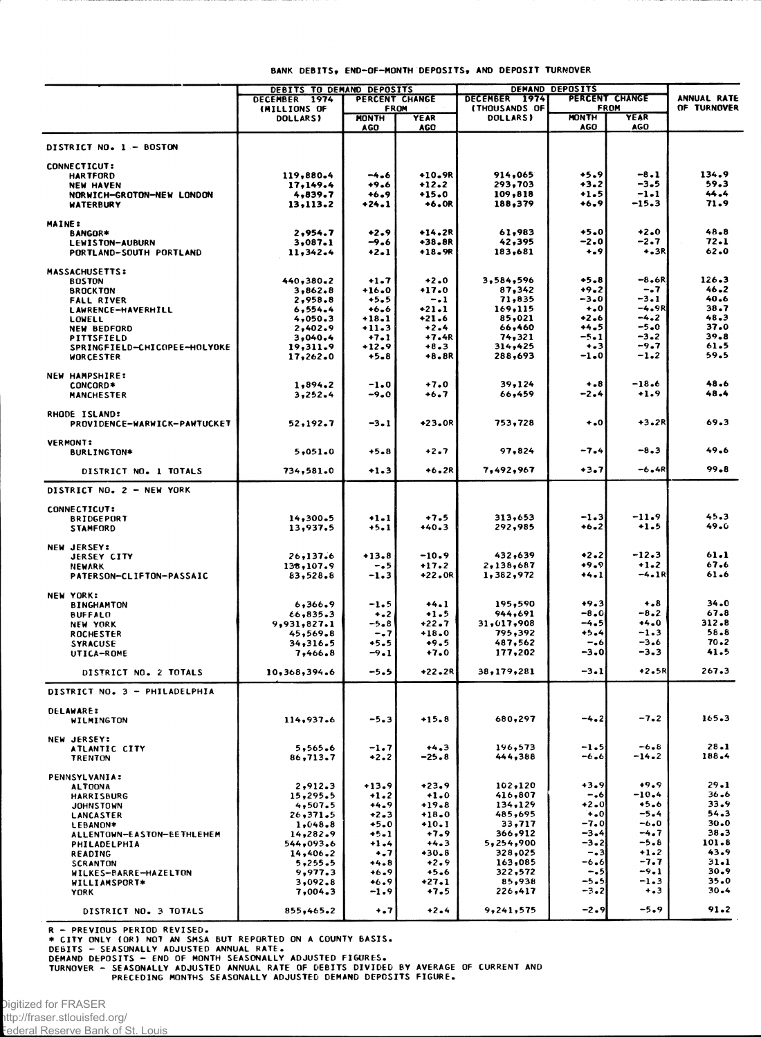BANK DEBITS, END-OF-MONTH DEPOSITS, AND DEPOSIT TURNOVER

| | DEBITS TO DEMAND DEPOSITS | | | DEMAND DEPOSITS | | | ANNUAL RATE OF TURNOVER |
|---|---|---|---|---|---|---|---|
| | DECEMBER 1974 (MILLIONS OF DOLLARS) | PERCENT CHANGE FROM | | DECEMBER 1974 (THOUSANDS OF DOLLARS) | PERCENT CHANGE FROM | | |
| | | MONTH AGO | YEAR AGO | | MONTH AGO | YEAR AGO | |
| **DISTRICT NO. 1 - BOSTON** | | | | | | | |
| CONNECTICUT: | | | | | | | |
| HARTFORD | 119,880.4 | -4.6 | +10.9R | 914,065 | +5.9 | -8.1 | 134.9 |
| NEW HAVEN | 17,149.4 | +9.6 | +12.2 | 293,703 | +3.2 | -3.5 | 59.3 |
| NORWICH-GROTON-NEW LONDON | 4,839.7 | +6.9 | +15.0 | 109,818 | +1.5 | -1.1 | 44.4 |
| WATERBURY | 13,113.2 | +24.1 | +6.0R | 188,379 | +6.9 | -15.3 | 71.9 |
| MAINE: | | | | | | | |
| BANGOR* | 2,954.7 | +2.9 | +14.2R | 61,983 | +5.0 | +2.0 | 48.8 |
| LEWISTON-AUBURN | 3,087.1 | -9.6 | +38.8R | 42,395 | -2.0 | -2.7 | 72.1 |
| PORTLAND-SOUTH PORTLAND | 11,342.4 | +2.1 | +18.9R | 183,681 | +.9 | +.3R | 62.0 |
| MASSACHUSETTS: | | | | | | | |
| BOSTON | 440,380.2 | +1.7 | +2.0 | 3,584,596 | +5.8 | -8.6R | 126.3 |
| BROCKTON | 3,862.8 | +16.0 | +17.0 | 87,342 | +9.2 | -.7 | 46.2 |
| FALL RIVER | 2,958.8 | +5.5 | -.1 | 71,835 | -3.0 | -3.1 | 40.6 |
| LAWRENCE-HAVERHILL | 6,554.4 | +6.6 | +21.1 | 169,115 | +.0 | -4.9R | 38.7 |
| LOWELL | 4,050.3 | +18.1 | +21.6 | 85,021 | +2.6 | -4.2 | 48.3 |
| NEW BEDFORD | 2,402.9 | +11.3 | +2.4 | 66,460 | +4.5 | -5.0 | 37.0 |
| PITTSFIELD | 3,040.4 | +7.1 | +7.4R | 74,321 | -5.1 | -3.2 | 39.8 |
| SPRINGFIELD-CHICOPEE-HOLYOKE | 19,311.9 | +12.9 | +8.3 | 314,425 | +.3 | -9.7 | 61.5 |
| WORCESTER | 17,262.0 | +5.8 | +8.8R | 288,693 | -1.0 | -1.2 | 59.5 |
| NEW HAMPSHIRE: | | | | | | | |
| CONCORD* | 1,894.2 | -1.0 | +7.0 | 39,124 | +.8 | -18.6 | 48.6 |
| MANCHESTER | 3,252.4 | -9.0 | +6.7 | 66,459 | -2.4 | +1.9 | 48.4 |
| RHODE ISLAND: | | | | | | | |
| PROVIDENCE-WARWICK-PAWTUCKET | 52,192.7 | -3.1 | +23.0R | 753,728 | +.0 | +3.2R | 69.3 |
| VERMONT: | | | | | | | |
| BURLINGTON* | 5,051.0 | +5.8 | +2.7 | 97,824 | -7.4 | -8.3 | 49.6 |
| DISTRICT NO. 1 TOTALS | 734,581.0 | +1.3 | +6.2R | 7,492,967 | +3.7 | -6.4R | 99.8 |
| **DISTRICT NO. 2 - NEW YORK** | | | | | | | |
| CONNECTICUT: | | | | | | | |
| BRIDGEPORT | 14,300.5 | +1.1 | +7.5 | 313,653 | -1.3 | -11.9 | 45.3 |
| STAMFORD | 13,937.5 | +5.1 | +40.3 | 292,985 | +6.2 | +1.5 | 49.0 |
| NEW JERSEY: | | | | | | | |
| JERSEY CITY | 26,137.6 | +13.8 | -10.9 | 432,639 | +2.2 | -12.3 | 61.1 |
| NEWARK | 138,107.9 | -.5 | +17.2 | 2,138,687 | +9.9 | +1.2 | 67.6 |
| PATERSON-CLIFTON-PASSAIC | 83,528.8 | -1.3 | +22.0R | 1,382,972 | +4.1 | -4.1R | 61.6 |
| NEW YORK: | | | | | | | |
| BINGHAMTON | 6,366.9 | -1.5 | +4.1 | 195,590 | +9.3 | +.8 | 34.0 |
| BUFFALO | 66,835.3 | +.2 | +1.5 | 944,691 | -8.0 | -8.2 | 67.8 |
| NEW YORK | 9,931,827.1 | -5.8 | +22.7 | 31,017,908 | -4.5 | +4.0 | 312.8 |
| ROCHESTER | 45,569.8 | -.7 | +18.0 | 795,392 | +5.4 | -1.3 | 58.8 |
| SYRACUSE | 34,316.5 | +5.5 | +9.5 | 487,562 | -.6 | -3.6 | 70.2 |
| UTICA-ROME | 7,466.8 | -9.1 | +7.0 | 177,202 | -3.0 | -3.3 | 41.5 |
| DISTRICT NO. 2 TOTALS | 10,368,394.6 | -5.5 | +22.2R | 38,179,281 | -3.1 | +2.5R | 267.3 |
| **DISTRICT NO. 3 - PHILADELPHIA** | | | | | | | |
| DELAWARE: | | | | | | | |
| WILMINGTON | 114,937.6 | -5.3 | +15.8 | 680,297 | -4.2 | -7.2 | 165.3 |
| NEW JERSEY: | | | | | | | |
| ATLANTIC CITY | 5,565.6 | -1.7 | +4.3 | 196,573 | -1.5 | -6.8 | 28.1 |
| TRENTON | 86,713.7 | +2.2 | -25.8 | 444,388 | -6.6 | -14.2 | 188.4 |
| PENNSYLVANIA: | | | | | | | |
| ALTOONA | 2,912.3 | +13.9 | +23.9 | 102,120 | +3.9 | +9.9 | 29.1 |
| HARRISBURG | 15,295.5 | +1.2 | +1.0 | 416,807 | -.6 | -10.4 | 36.6 |
| JOHNSTOWN | 4,507.5 | +4.9 | +19.8 | 134,129 | +2.0 | +5.6 | 33.9 |
| LANCASTER | 26,371.5 | +2.3 | +18.0 | 485,695 | +.0 | -5.4 | 54.3 |
| LEBANON* | 1,048.8 | +5.0 | +10.1 | 33,717 | -7.0 | -6.0 | 30.0 |
| ALLENTOWN-EASTON-BETHLEHEM | 14,282.9 | +5.1 | +7.9 | 366,912 | -3.4 | -4.7 | 38.3 |
| PHILADELPHIA | 544,093.6 | +1.4 | +4.3 | 5,254,900 | -3.2 | -5.6 | 101.8 |
| READING | 14,406.2 | +.7 | +30.8 | 328,025 | -.3 | +1.2 | 43.9 |
| SCRANTON | 5,255.5 | +4.8 | +2.9 | 163,085 | -6.6 | -7.7 | 31.1 |
| WILKES-BARRE-HAZELTON | 9,977.3 | +6.9 | +5.6 | 322,572 | -.5 | -9.1 | 30.9 |
| WILLIAMSPORT* | 3,092.8 | +6.9 | +27.1 | 85,938 | -5.5 | -1.3 | 35.0 |
| YORK | 7,004.3 | -1.9 | +7.5 | 226,417 | -3.2 | +.3 | 30.4 |
| DISTRICT NO. 3 TOTALS | 855,465.2 | +.7 | +2.4 | 9,241,575 | -2.9 | -5.9 | 91.2 |

R - PREVIOUS PERIOD REVISED.
* CITY ONLY (OR) NOT AN SMSA BUT REPORTED ON A COUNTY BASIS.
DEBITS - SEASONALLY ADJUSTED ANNUAL RATE.
DEMAND DEPOSITS - END OF MONTH SEASONALLY ADJUSTED FIGURES.
TURNOVER - SEASONALLY ADJUSTED ANNUAL RATE OF DEBITS DIVIDED BY AVERAGE OF CURRENT AND PRECEDING MONTHS SEASONALLY ADJUSTED DEMAND DEPOSITS FIGURE.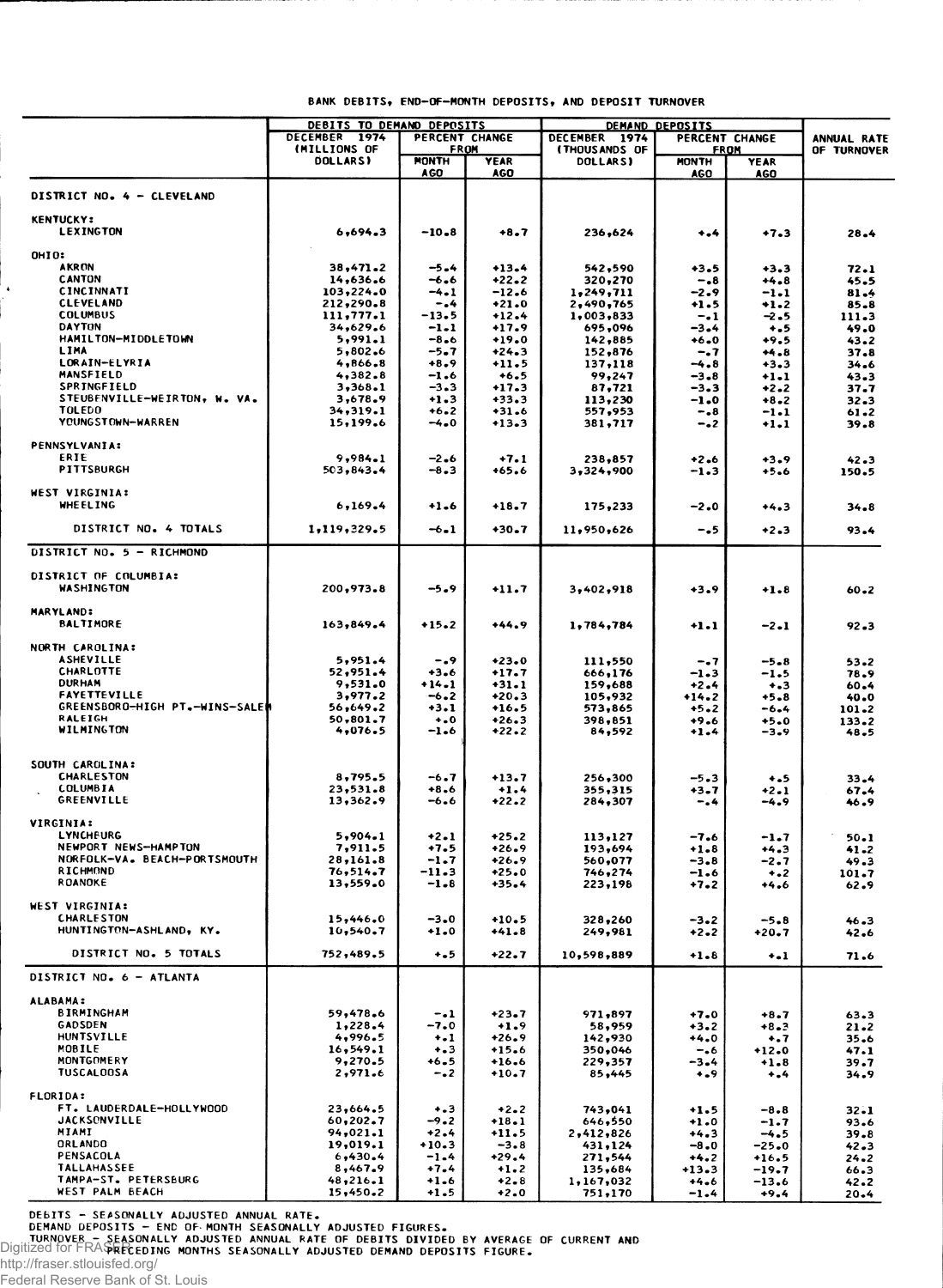## BANK DEBITS, END-OF-MONTH DEPOSITS, AND DEPOSIT TURNOVER

| | DEBITS TO DEMAND DEPOSITS | | | DEMAND DEPOSITS | | | |
|---|---|---|---|---|---|---|---|
| | DECEMBER 1974 (MILLIONS OF DOLLARS) | PERCENT CHANGE FROM | | DECEMBER 1974 (THOUSANDS OF DOLLARS) | PERCENT CHANGE FROM | | ANNUAL RATE OF TURNOVER |
| | | MONTH AGO | YEAR AGO | | MONTH AGO | YEAR AGO | |
| **DISTRICT NO. 4 - CLEVELAND** | | | | | | | |
| **KENTUCKY:** | | | | | | | |
| LEXINGTON | 6,694.3 | -10.8 | +8.7 | 236,624 | +.4 | +7.3 | 28.4 |
| **OHIO:** | | | | | | | |
| AKRON | 38,471.2 | -5.4 | +13.4 | 542,590 | +3.5 | +3.3 | 72.1 |
| CANTON | 14,636.6 | -6.6 | +22.2 | 320,270 | -.8 | +4.8 | 45.5 |
| CINCINNATI | 103,224.0 | -4.1 | -12.6 | 1,249,711 | -2.9 | -1.1 | 81.4 |
| CLEVELAND | 212,290.8 | -.4 | +21.0 | 2,490,765 | +1.5 | +1.2 | 85.8 |
| COLUMBUS | 111,777.1 | -13.5 | +12.4 | 1,003,833 | -.1 | -2.5 | 111.3 |
| DAYTON | 34,629.6 | -1.1 | +17.9 | 695,096 | -3.4 | +.5 | 49.0 |
| HAMILTON-MIDDLETOWN | 5,991.1 | -8.6 | +19.0 | 142,885 | +6.0 | +9.5 | 43.2 |
| LIMA | 5,802.6 | -5.7 | +24.3 | 152,876 | -.7 | +4.8 | 37.8 |
| LORAIN-ELYRIA | 4,866.8 | +8.9 | +11.5 | 137,118 | -4.8 | +3.3 | 34.6 |
| MANSFIELD | 4,382.8 | -1.6 | +6.5 | 99,247 | -3.8 | +1.1 | 43.3 |
| SPRINGFIELD | 3,368.1 | -3.3 | +17.3 | 87,721 | -3.3 | +2.2 | 37.7 |
| STEUBENVILLE-WEIRTON, W. VA. | 3,678.9 | +1.3 | +33.3 | 113,230 | -1.0 | +8.2 | 32.3 |
| TOLEDO | 34,319.1 | +6.2 | +31.6 | 557,953 | -.8 | -1.1 | 61.2 |
| YOUNGSTOWN-WARREN | 15,199.6 | -4.0 | +13.3 | 381,717 | -.2 | +1.1 | 39.8 |
| **PENNSYLVANIA:** | | | | | | | |
| ERIE | 9,984.1 | -2.6 | +7.1 | 238,857 | +2.6 | +3.9 | 42.3 |
| PITTSBURGH | 503,843.4 | -8.3 | +65.6 | 3,324,900 | -1.3 | +5.6 | 150.5 |
| **WEST VIRGINIA:** | | | | | | | |
| WHEELING | 6,169.4 | +1.6 | +18.7 | 175,233 | -2.0 | +4.3 | 34.8 |
| DISTRICT NO. 4 TOTALS | 1,119,329.5 | -6.1 | +30.7 | 11,950,626 | -.5 | +2.3 | 93.4 |
| **DISTRICT NO. 5 - RICHMOND** | | | | | | | |
| **DISTRICT OF COLUMBIA:** | | | | | | | |
| WASHINGTON | 200,973.8 | -5.9 | +11.7 | 3,402,918 | +3.9 | +1.8 | 60.2 |
| **MARYLAND:** | | | | | | | |
| BALTIMORE | 163,849.4 | +15.2 | +44.9 | 1,784,784 | +1.1 | -2.1 | 92.3 |
| **NORTH CAROLINA:** | | | | | | | |
| ASHEVILLE | 5,951.4 | -.9 | +23.0 | 111,550 | -.7 | -5.8 | 53.2 |
| CHARLOTTE | 52,951.4 | +3.6 | +17.7 | 666,176 | -1.3 | -1.5 | 78.9 |
| DURHAM | 9,531.0 | +14.1 | +31.1 | 159,688 | +2.4 | +.3 | 60.4 |
| FAYETTEVILLE | 3,977.2 | -6.2 | +20.3 | 105,932 | +14.2 | +5.8 | 40.0 |
| GREENSBORO-HIGH PT.-WINS-SALEM | 56,649.2 | +3.1 | +16.5 | 573,865 | +5.2 | -6.4 | 101.2 |
| RALEIGH | 50,801.7 | +.0 | +26.3 | 398,851 | +9.6 | +5.0 | 133.2 |
| WILMINGTON | 4,076.5 | -1.6 | +22.2 | 84,592 | +1.4 | -3.9 | 48.5 |
| **SOUTH CAROLINA:** | | | | | | | |
| CHARLESTON | 8,795.5 | -6.7 | +13.7 | 256,300 | -5.3 | +.5 | 33.4 |
| COLUMBIA | 23,531.8 | +8.6 | +1.4 | 355,315 | +3.7 | +2.1 | 67.4 |
| GREENVILLE | 13,362.9 | -6.6 | +22.2 | 284,307 | -.4 | -4.9 | 46.9 |
| **VIRGINIA:** | | | | | | | |
| LYNCHBURG | 5,904.1 | +2.1 | +25.2 | 113,127 | -7.6 | -1.7 | 50.1 |
| NEWPORT NEWS-HAMPTON | 7,911.5 | +7.5 | +26.9 | 193,694 | +1.8 | +4.3 | 41.2 |
| NORFOLK-VA. BEACH-PORTSMOUTH | 28,161.8 | -1.7 | +26.9 | 560,077 | -3.8 | -2.7 | 49.3 |
| RICHMOND | 76,514.7 | -11.3 | +25.0 | 746,274 | -1.6 | +.2 | 101.7 |
| ROANOKE | 13,559.0 | -1.8 | +35.4 | 223,198 | +7.2 | +4.6 | 62.9 |
| **WEST VIRGINIA:** | | | | | | | |
| CHARLESTON | 15,446.0 | -3.0 | +10.5 | 328,260 | -3.2 | -5.8 | 46.3 |
| HUNTINGTON-ASHLAND, KY. | 10,540.7 | +1.0 | +41.8 | 249,981 | +2.2 | +20.7 | 42.6 |
| DISTRICT NO. 5 TOTALS | 752,489.5 | +.5 | +22.7 | 10,598,889 | +1.8 | +.1 | 71.6 |
| **DISTRICT NO. 6 - ATLANTA** | | | | | | | |
| **ALABAMA:** | | | | | | | |
| BIRMINGHAM | 59,478.6 | -.1 | +23.7 | 971,897 | +7.0 | +8.7 | 63.3 |
| GADSDEN | 1,228.4 | -7.0 | +1.9 | 58,959 | +3.2 | +8.3 | 21.2 |
| HUNTSVILLE | 4,996.5 | +.1 | +26.9 | 142,930 | +4.0 | +.7 | 35.6 |
| MOBILE | 16,549.1 | +.3 | +15.6 | 350,046 | -.6 | +12.0 | 47.1 |
| MONTGOMERY | 9,270.5 | +6.5 | +16.6 | 229,357 | -3.4 | +1.8 | 39.7 |
| TUSCALOOSA | 2,971.6 | -.2 | +10.7 | 85,445 | +.9 | +.4 | 34.9 |
| **FLORIDA:** | | | | | | | |
| FT. LAUDERDALE-HOLLYWOOD | 23,664.5 | +.3 | +2.2 | 743,041 | +1.5 | -8.8 | 32.1 |
| JACKSONVILLE | 60,202.7 | -9.2 | +18.1 | 646,550 | +1.0 | -1.7 | 93.6 |
| MIAMI | 94,021.1 | +2.4 | +11.5 | 2,412,826 | +4.3 | -4.5 | 39.8 |
| ORLANDO | 19,019.1 | +10.3 | -3.8 | 431,124 | -8.0 | -25.0 | 42.3 |
| PENSACOLA | 6,430.4 | -1.4 | +29.4 | 271,544 | +4.2 | +16.5 | 24.2 |
| TALLAHASSEE | 8,467.9 | +7.4 | +1.2 | 135,684 | +13.3 | -19.7 | 66.3 |
| TAMPA-ST. PETERSBURG | 48,216.1 | +1.6 | +2.8 | 1,167,032 | +4.6 | -13.6 | 42.2 |
| WEST PALM BEACH | 15,450.2 | +1.5 | +2.0 | 751,170 | -1.4 | +9.4 | 20.4 |

DEBITS - SEASONALLY ADJUSTED ANNUAL RATE.
DEMAND DEPOSITS - END OF MONTH SEASONALLY ADJUSTED FIGURES.
TURNOVER - SEASONALLY ADJUSTED ANNUAL RATE OF DEBITS DIVIDED BY AVERAGE OF CURRENT AND PRECEDING MONTHS SEASONALLY ADJUSTED DEMAND DEPOSITS FIGURE.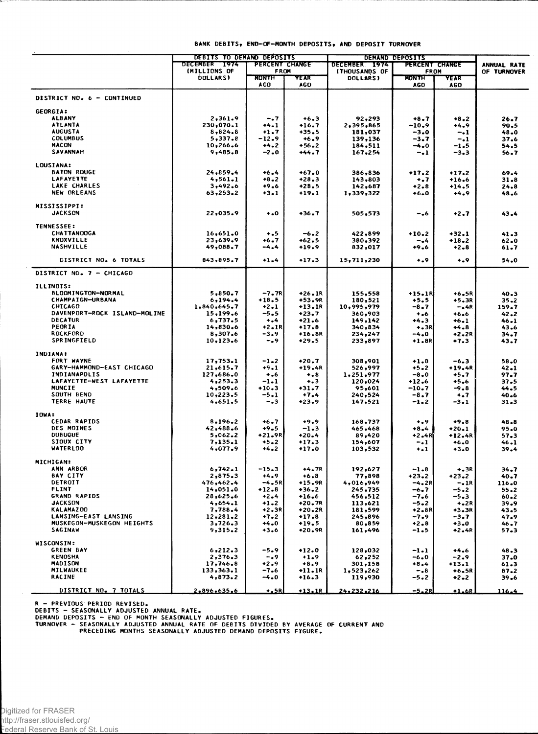## BANK DEBITS, END-OF-MONTH DEPOSITS, AND DEPOSIT TURNOVER

| | DEBITS TO DEMAND DEPOSITS | | | DEMAND DEPOSITS | | | ANNUAL RATE OF TURNOVER |
|---|---|---|---|---|---|---|---|
| | DECEMBER 1974 (MILLIONS OF DOLLARS) | PERCENT CHANGE FROM | | DECEMBER 1974 (THOUSANDS OF DOLLARS) | PERCENT CHANGE FROM | | |
| | | MONTH AGO | YEAR AGO | | MONTH AGO | YEAR AGO | |
| **DISTRICT NO. 6 - CONTINUED** | | | | | | | |
| **GEORGIA:** | | | | | | | |
| ALBANY | 2,361.9 | -.7 | +6.3 | 92,293 | +8.7 | +8.2 | 26.7 |
| ATLANTA | 230,070.1 | +4.1 | +16.7 | 2,395,865 | -10.9 | +4.9 | 90.5 |
| AUGUSTA | 8,824.8 | +1.7 | +35.5 | 181,037 | -3.0 | -.1 | 48.0 |
| COLUMBUS | 5,337.8 | -12.9 | +6.9 | 139,136 | -3.7 | -.1 | 37.6 |
| MACON | 10,266.6 | +4.2 | +56.2 | 184,511 | -4.0 | -1.5 | 54.5 |
| SAVANNAH | 9,485.8 | -2.0 | +44.7 | 167,254 | -.1 | -3.3 | 56.7 |
| **LOUSIANA:** | | | | | | | |
| BATON ROUGE | 24,859.4 | +6.4 | +67.0 | 386,836 | +17.2 | +17.2 | 69.4 |
| LAFAYETTE | 4,561.1 | +8.2 | +28.3 | 143,803 | +.7 | +16.6 | 31.8 |
| LAKE CHARLES | 3,492.6 | +9.6 | +28.5 | 142,687 | +2.8 | +14.5 | 24.8 |
| NEW ORLEANS | 63,253.2 | +3.1 | +19.1 | 1,339,322 | +6.0 | +4.9 | 48.6 |
| **MISSISSIPPI:** | | | | | | | |
| JACKSON | 22,035.9 | +.0 | +36.7 | 505,573 | -.6 | +2.7 | 43.4 |
| **TENNESSEE:** | | | | | | | |
| CHATTANOOGA | 16,651.0 | +.5 | -6.2 | 422,899 | +10.2 | +32.1 | 41.3 |
| KNOXVILLE | 23,639.9 | +6.7 | +62.5 | 380,392 | -.4 | +18.2 | 62.0 |
| NASHVILLE | 49,088.7 | -4.4 | +19.9 | 832,017 | +9.6 | +2.8 | 61.7 |
| DISTRICT NO. 6 TOTALS | 843,895.7 | +1.4 | +17.3 | 15,711,230 | +.9 | +.9 | 54.0 |
| **DISTRICT NO. 7 - CHICAGO** | | | | | | | |
| **ILLINOIS:** | | | | | | | |
| BLOOMINGTON-NORMAL | 5,850.7 | -7.7R | +26.1R | 155,558 | +15.1R | +6.5R | 40.3 |
| CHAMPAIGN-URBANA | 6,194.4 | +18.5 | +53.9R | 180,521 | +5.5 | +5.3R | 35.2 |
| CHICAGO | 1,840,645.7 | +2.1 | +13.1R | 10,995,979 | -8.7 | -.4R | 159.7 |
| DAVENPORT-ROCK ISLAND-MOLINE | 15,199.6 | -5.5 | +23.7 | 360,903 | +.6 | +6.6 | 42.2 |
| DECATUR | 6,737.5 | +.4 | +21.6 | 149,142 | +4.3 | +6.1 | 46.1 |
| PEORIA | 14,830.6 | +2.1R | +17.8 | 340,834 | +.3R | +4.8 | 43.6 |
| ROCKFORD | 8,307.6 | -3.9 | +16.8R | 234,247 | -4.0 | +2.2R | 34.7 |
| SPRINGFIELD | 10,123.6 | -.9 | +29.5 | 233,897 | +1.8R | +7.3 | 43.7 |
| **INDIANA:** | | | | | | | |
| FORT WAYNE | 17,753.1 | -1.2 | +20.7 | 308,901 | +1.8 | -6.3 | 58.0 |
| GARY-HAMMOND-EAST CHICAGO | 21,615.7 | +9.1 | +19.4R | 526,997 | +5.2 | +19.4R | 42.1 |
| INDIANAPOLIS | 127,686.0 | +.6 | +.8 | 1,251,977 | -8.0 | +5.7 | 97.7 |
| LAFAYETTE-WEST LAFAYETTE | 4,253.3 | -1.1 | +.3 | 120,024 | +12.6 | +5.6 | 37.5 |
| MUNCIE | 4,509.6 | +10.3 | +31.7 | 95,601 | -10.7 | -9.8 | 44.5 |
| SOUTH BEND | 10,223.5 | -5.1 | +7.4 | 240,524 | -8.7 | +.7 | 40.6 |
| TERRE HAUTE | 4,651.5 | -.3 | +23.9 | 147,521 | -1.2 | -3.1 | 31.3 |
| **IOWA:** | | | | | | | |
| CEDAR RAPIDS | 8,196.2 | +6.7 | +9.9 | 168,737 | +.9 | +9.8 | 48.8 |
| DES MOINES | 42,488.6 | +9.5 | -1.3 | 465,468 | +8.4 | +20.1 | 95.0 |
| DUBUQUE | 5,062.2 | +21.9R | +20.4 | 89,420 | +2.4R | +12.4R | 57.3 |
| SIOUX CITY | 7,135.1 | +5.2 | +17.3 | 154,607 | -.1 | +6.0 | 46.1 |
| WATERLOO | 4,077.9 | +4.2 | +17.0 | 103,532 | +.1 | +3.0 | 39.4 |
| **MICHIGAN:** | | | | | | | |
| ANN ARBOR | 6,742.1 | -15.3 | +4.7R | 192,627 | -1.8 | +.3R | 34.7 |
| BAY CITY | 2,875.3 | +4.9 | +6.8 | 77,898 | +23.2 | +23.2 | 40.7 |
| DETROIT | 476,462.4 | -4.5R | +15.9R | 4,016,949 | -4.2R | -.1R | 116.0 |
| FLINT | 14,051.0 | +12.8 | +36.2 | 245,735 | -6.7 | -5.2 | 55.2 |
| GRAND RAPIDS | 28,625.6 | +2.4 | +16.6 | 456,512 | -7.6 | -5.3 | 60.2 |
| JACKSON | 4,654.1 | +1.2 | +20.7R | 113,621 | -5.2 | +.2R | 39.9 |
| KALAMAZOO | 7,788.4 | +2.3R | +20.2R | 181,599 | +2.8R | +3.3R | 43.5 |
| LANSING-EAST LANSING | 12,281.2 | +7.2 | +17.8 | 245,896 | -7.9 | -3.7 | 47.9 |
| MUSKEGON-MUSKEGON HEIGHTS | 3,726.3 | +4.0 | +19.5 | 80,859 | +2.8 | +3.0 | 46.7 |
| SAGINAW | 9,315.2 | +3.6 | +20.9R | 161,496 | -1.5 | +2.4R | 57.3 |
| **WISCONSIN:** | | | | | | | |
| GREEN BAY | 6,212.3 | -5.9 | +12.0 | 128,032 | -1.1 | +4.6 | 48.3 |
| KENOSHA | 2,376.3 | -.9 | +1.9 | 62,252 | -6.0 | -2.9 | 37.0 |
| MADISON | 17,746.8 | +2.9 | +8.9 | 301,158 | +8.4 | +13.1 | 61.3 |
| MILWAUKEE | 133,363.1 | -7.6 | +11.1R | 1,523,262 | -.8 | +6.5R | 87.2 |
| RACINE | 4,873.2 | -4.0 | +16.3 | 119,930 | -5.2 | +2.2 | 39.6 |
| DISTRICT NO. 7 TOTALS | 2,896,635.6 | +.5R | +13.1R | 24,232,216 | -5.2R | +1.6R | 116.4 |

R - PREVIOUS PERIOD REVISED.
DEBITS - SEASONALLY ADJUSTED ANNUAL RATE.
DEMAND DEPOSITS - END OF MONTH SEASONALLY ADJUSTED FIGURES.
TURNOVER - SEASONALLY ADJUSTED ANNUAL RATE OF DEBITS DIVIDED BY AVERAGE OF CURRENT AND PRECEDING MONTHS SEASONALLY ADJUSTED DEMAND DEPOSITS FIGURE.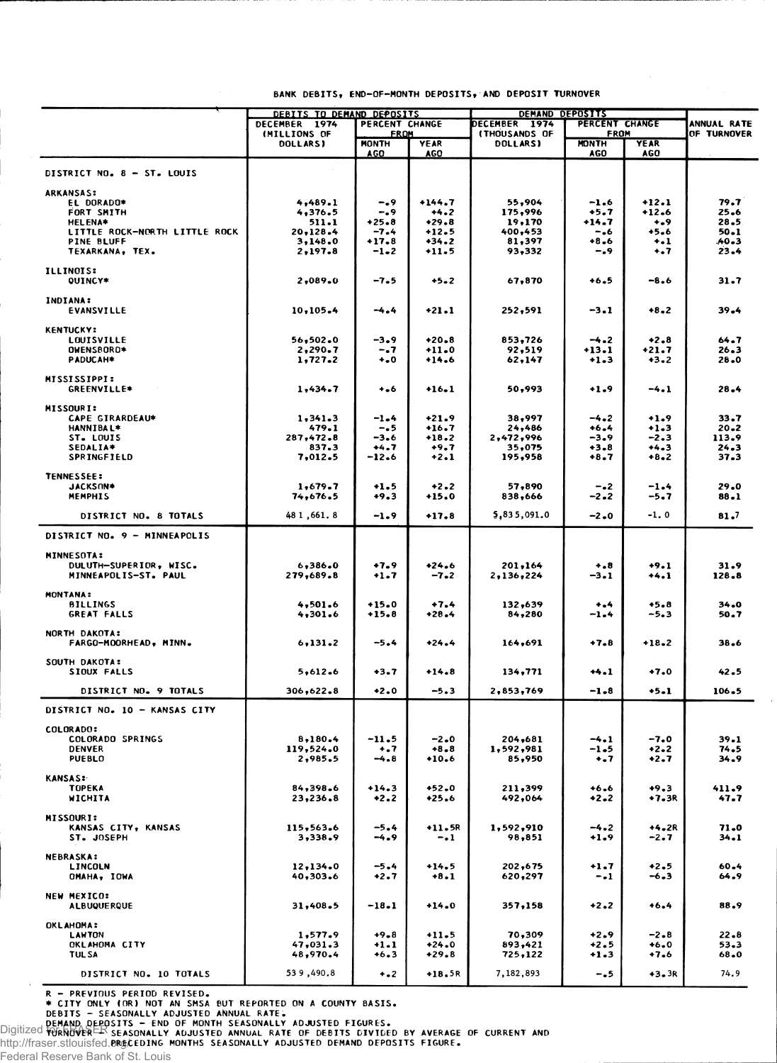BANK DEBITS, END-OF-MONTH DEPOSITS, AND DEPOSIT TURNOVER

| | DEBITS TO DEMAND DEPOSITS | | | DEMAND DEPOSITS | | | ANNUAL RATE OF TURNOVER |
|---|---|---|---|---|---|---|---|
| | DECEMBER 1974 (MILLIONS OF DOLLARS) | PERCENT CHANGE FROM | | DECEMBER 1974 (THOUSANDS OF DOLLARS) | PERCENT CHANGE FROM | | |
| | | MONTH AGO | YEAR AGO | | MONTH AGO | YEAR AGO | |
| **DISTRICT NO. 8 - ST. LOUIS** | | | | | | | |
| **ARKANSAS:** | | | | | | | |
| EL DORADO* | 4,489.1 | -.9 | +144.7 | 55,904 | -1.6 | +12.1 | 79.7 |
| FORT SMITH | 4,376.5 | -.9 | +4.2 | 175,996 | +5.7 | +12.6 | 25.6 |
| HELENA* | 511.1 | +25.8 | +29.8 | 19,170 | +14.7 | +.9 | 28.5 |
| LITTLE ROCK-NORTH LITTLE ROCK | 20,128.4 | -7.4 | +12.5 | 400,453 | -.6 | +5.6 | 50.1 |
| PINE BLUFF | 3,148.0 | +17.8 | +34.2 | 81,397 | +8.6 | +.1 | 40.3 |
| TEXARKANA, TEX. | 2,197.8 | -1.2 | +11.5 | 93,332 | -.9 | +.7 | 23.4 |
| **ILLINOIS:** | | | | | | | |
| QUINCY* | 2,089.0 | -7.5 | +5.2 | 67,870 | +6.5 | -8.6 | 31.7 |
| **INDIANA:** | | | | | | | |
| EVANSVILLE | 10,105.4 | -4.4 | +21.1 | 252,591 | -3.1 | +8.2 | 39.4 |
| **KENTUCKY:** | | | | | | | |
| LOUISVILLE | 56,502.0 | -3.9 | +20.8 | 853,726 | -4.2 | +2.8 | 64.7 |
| OWENSBORO* | 2,290.7 | -.7 | +11.0 | 92,519 | +13.1 | +21.7 | 26.3 |
| PADUCAH* | 1,727.2 | +.0 | +14.6 | 62,147 | +1.3 | +3.2 | 28.0 |
| **MISSISSIPPI:** | | | | | | | |
| GREENVILLE* | 1,434.7 | +.6 | +16.1 | 50,993 | +1.9 | -4.1 | 28.4 |
| **MISSOURI:** | | | | | | | |
| CAPE GIRARDEAU* | 1,341.3 | -1.4 | +21.9 | 38,997 | -4.2 | +1.9 | 33.7 |
| HANNIBAL* | 479.1 | -.5 | +16.7 | 24,486 | +6.4 | +1.3 | 20.2 |
| ST. LOUIS | 287,472.8 | -3.6 | +18.2 | 2,472,996 | -3.9 | -2.3 | 113.9 |
| SEDALIA* | 837.3 | +4.7 | +9.7 | 35,075 | +3.8 | +4.3 | 24.3 |
| SPRINGFIELD | 7,012.5 | -12.6 | +2.1 | 195,958 | +8.7 | +8.2 | 37.3 |
| **TENNESSEE:** | | | | | | | |
| JACKSON* | 1,679.7 | +1.5 | +2.2 | 57,890 | -.2 | -1.4 | 29.0 |
| MEMPHIS | 74,676.5 | +9.3 | +15.0 | 838,666 | -2.2 | -5.7 | 88.1 |
| DISTRICT NO. 8 TOTALS | 481,661.8 | -1.9 | +17.8 | 5,835,091.0 | -2.0 | -1.0 | 81.7 |
| **DISTRICT NO. 9 - MINNEAPOLIS** | | | | | | | |
| **MINNESOTA:** | | | | | | | |
| DULUTH-SUPERIOR, WISC. | 6,386.0 | +7.9 | +24.6 | 201,164 | +.8 | +9.1 | 31.9 |
| MINNEAPOLIS-ST. PAUL | 279,689.8 | +1.7 | -7.2 | 2,136,224 | -3.1 | +4.1 | 128.8 |
| **MONTANA:** | | | | | | | |
| BILLINGS | 4,501.6 | +15.0 | +7.4 | 132,639 | +.4 | +5.8 | 34.0 |
| GREAT FALLS | 4,301.6 | +15.8 | +28.4 | 84,280 | -1.4 | -5.3 | 50.7 |
| **NORTH DAKOTA:** | | | | | | | |
| FARGO-MOORHEAD, MINN. | 6,131.2 | -5.4 | +24.4 | 164,691 | +7.8 | +18.2 | 38.6 |
| **SOUTH DAKOTA:** | | | | | | | |
| SIOUX FALLS | 5,612.6 | +3.7 | +14.8 | 134,771 | +4.1 | +7.0 | 42.5 |
| DISTRICT NO. 9 TOTALS | 306,622.8 | +2.0 | -5.3 | 2,853,769 | -1.8 | +5.1 | 106.5 |
| **DISTRICT NO. 10 - KANSAS CITY** | | | | | | | |
| **COLORADO:** | | | | | | | |
| COLORADO SPRINGS | 8,180.4 | -11.5 | -2.0 | 204,681 | -4.1 | -7.0 | 39.1 |
| DENVER | 119,524.0 | +.7 | +8.8 | 1,592,981 | -1.5 | +2.2 | 74.5 |
| PUEBLO | 2,985.5 | -4.8 | +10.6 | 85,950 | +.7 | +2.7 | 34.9 |
| **KANSAS:** | | | | | | | |
| TOPEKA | 84,398.6 | +14.3 | +52.0 | 211,399 | +6.6 | +9.3 | 411.9 |
| WICHITA | 23,236.8 | +2.2 | +25.6 | 492,064 | +2.2 | +7.3R | 47.7 |
| **MISSOURI:** | | | | | | | |
| KANSAS CITY, KANSAS | 115,563.6 | -5.4 | +11.5R | 1,592,910 | -4.2 | +4.2R | 71.0 |
| ST. JOSEPH | 3,338.9 | -4.9 | -.1 | 98,851 | +1.9 | -2.7 | 34.1 |
| **NEBRASKA:** | | | | | | | |
| LINCOLN | 12,134.0 | -5.4 | +14.5 | 202,675 | +1.7 | +2.5 | 60.4 |
| OMAHA, IOWA | 40,303.6 | +2.7 | +8.1 | 620,297 | -.1 | -6.3 | 64.9 |
| **NEW MEXICO:** | | | | | | | |
| ALBUQUERQUE | 31,408.5 | -18.1 | +14.0 | 357,158 | +2.2 | +6.4 | 88.9 |
| **OKLAHOMA:** | | | | | | | |
| LAWTON | 1,577.9 | +9.8 | +11.5 | 70,309 | +2.9 | -2.8 | 22.8 |
| OKLAHOMA CITY | 47,031.3 | +1.1 | +24.0 | 893,421 | +2.5 | +6.0 | 53.3 |
| TULSA | 48,970.4 | +6.3 | +29.8 | 725,122 | +1.3 | +7.6 | 68.0 |
| DISTRICT NO. 10 TOTALS | 539,490.8 | +.2 | +18.5R | 7,182,893 | -.5 | +3.3R | 74.9 |

R - PREVIOUS PERIOD REVISED.
* CITY ONLY (OR) NOT AN SMSA BUT REPORTED ON A COUNTY BASIS.
DEBITS - SEASONALLY ADJUSTED ANNUAL RATE.
DEMAND DEPOSITS - END OF MONTH SEASONALLY ADJUSTED FIGURES.
TURNOVER - SEASONALLY ADJUSTED ANNUAL RATE OF DEBITS DIVIDED BY AVERAGE OF CURRENT AND PRECEDING MONTHS SEASONALLY ADJUSTED DEMAND DEPOSITS FIGURE.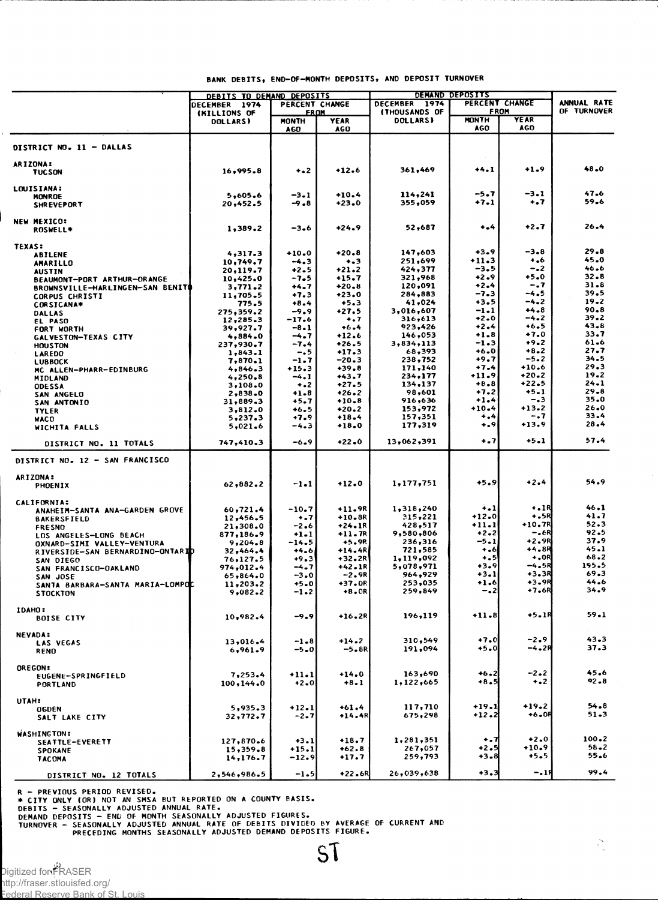BANK DEBITS, END-OF-MONTH DEPOSITS, AND DEPOSIT TURNOVER

| | DEBITS TO DEMAND DEPOSITS | | | DEMAND DEPOSITS | | | ANNUAL RATE OF TURNOVER |
|---|---|---|---|---|---|---|---|
| | DECEMBER 1974 (MILLIONS OF DOLLARS) | PERCENT CHANGE FROM | | DECEMBER 1974 (THOUSANDS OF DOLLARS) | PERCENT CHANGE FROM | | |
| | | MONTH AGO | YEAR AGO | | MONTH AGO | YEAR AGO | |
| **DISTRICT NO. 11 - DALLAS** | | | | | | | |
| **ARIZONA:** | | | | | | | |
| TUCSON | 16,995.8 | +.2 | +12.6 | 361,469 | +4.1 | +1.9 | 48.0 |
| **LOUISIANA:** | | | | | | | |
| MONROE | 5,605.6 | -3.1 | +10.4 | 114,241 | -5.7 | -3.1 | 47.6 |
| SHREVEPORT | 20,452.5 | -9.8 | +23.0 | 355,059 | +7.1 | +.7 | 59.6 |
| **NEW MEXICO:** | | | | | | | |
| ROSWELL* | 1,389.2 | -3.6 | +24.9 | 52,687 | +.4 | +2.7 | 26.4 |
| **TEXAS:** | | | | | | | |
| ABILENE | 4,317.3 | +10.0 | +20.8 | 147,603 | +3.9 | -3.8 | 29.8 |
| AMARILLO | 10,749.7 | -4.3 | +.3 | 251,699 | +11.3 | +.6 | 45.0 |
| AUSTIN | 20,119.7 | +2.5 | +21.2 | 424,377 | -3.5 | -.2 | 46.6 |
| BEAUMONT-PORT ARTHUR-ORANGE | 10,425.0 | -7.5 | +15.7 | 321,968 | +2.9 | +5.0 | 32.8 |
| BROWNSVILLE-HARLINGEN-SAN BENITO | 3,771.2 | +4.7 | +20.8 | 120,091 | +2.4 | -.7 | 31.8 |
| CORPUS CHRISTI | 11,705.5 | +7.3 | +23.0 | 284,883 | -7.3 | -4.5 | 39.5 |
| CORSICANA* | 775.5 | +8.4 | +5.3 | 41,024 | +3.5 | -4.2 | 19.2 |
| DALLAS | 275,359.2 | -9.9 | +27.5 | 3,016,607 | -1.1 | +4.8 | 90.8 |
| EL PASO | 12,285.3 | -17.6 | +.7 | 316,613 | +2.0 | -4.2 | 39.2 |
| FORT WORTH | 39,927.7 | -8.1 | +6.4 | 923,426 | +2.4 | +6.5 | 43.8 |
| GALVESTON-TEXAS CITY | 4,884.0 | -4.7 | +12.6 | 146,053 | +1.8 | +7.0 | 33.7 |
| HOUSTON | 237,930.7 | -7.4 | +26.5 | 3,834,113 | -1.3 | +9.2 | 61.6 |
| LAREDO | 1,843.1 | -.5 | +17.3 | 68,393 | +6.0 | +8.2 | 27.7 |
| LUBBOCK | 7,870.1 | -1.7 | -20.3 | 238,752 | +9.7 | -5.2 | 34.5 |
| MC ALLEN-PHARR-EDINBURG | 4,846.3 | +15.3 | +39.8 | 171,140 | +7.4 | +10.6 | 29.3 |
| MIDLAND | 4,250.8 | -4.1 | +43.7 | 234,177 | +11.9 | +20.2 | 19.2 |
| ODESSA | 3,108.0 | +.2 | +27.5 | 134,137 | +8.8 | +22.5 | 24.1 |
| SAN ANGELO | 2,838.0 | +1.8 | +26.2 | 98,601 | +7.2 | +5.1 | 29.8 |
| SAN ANTONIO | 31,889.3 | +5.7 | +10.8 | 916,636 | +1.4 | -.3 | 35.0 |
| TYLER | 3,812.0 | +6.5 | +20.2 | 153,972 | +10.4 | +13.2 | 26.0 |
| WACO | 5,237.3 | +7.9 | +18.4 | 157,351 | +.4 | -.7 | 33.4 |
| WICHITA FALLS | 5,021.6 | -4.3 | +18.0 | 177,319 | +.9 | +13.9 | 28.4 |
| DISTRICT NO. 11 TOTALS | 747,410.3 | -6.9 | +22.0 | 13,062,391 | +.7 | +5.1 | 57.4 |
| **DISTRICT NO. 12 - SAN FRANCISCO** | | | | | | | |
| **ARIZONA:** | | | | | | | |
| PHOENIX | 62,882.2 | -1.1 | +12.0 | 1,177,751 | +5.9 | +2.4 | 54.9 |
| **CALIFORNIA:** | | | | | | | |
| ANAHEIM-SANTA ANA-GARDEN GROVE | 60,721.4 | -10.7 | +11.9R | 1,318,240 | +.1 | +.1R | 46.1 |
| BAKERSFIELD | 12,456.5 | +.7 | +10.8R | 315,221 | +12.0 | +.5R | 41.7 |
| FRESNO | 21,308.0 | -2.6 | +24.1R | 428,517 | +11.1 | +10.7R | 52.3 |
| LOS ANGELES-LONG BEACH | 877,186.9 | +1.1 | +11.7R | 9,580,806 | +2.2 | -.6R | 92.5 |
| OXNARD-SIMI VALLEY-VENTURA | 9,204.8 | -14.5 | +5.9R | 236,316 | -5.1 | +2.9R | 37.9 |
| RIVERSIDE-SAN BERNARDINO-ONTARIO | 32,464.4 | +4.6 | +14.4R | 721,585 | +.6 | +4.8R | 45.1 |
| SAN DIEGO | 76,127.5 | +9.3 | +32.2R | 1,119,092 | +.5 | +.0R | 68.2 |
| SAN FRANCISCO-OAKLAND | 974,012.4 | -4.7 | +42.1R | 5,078,971 | +3.9 | -4.5R | 195.5 |
| SAN JOSE | 65,864.0 | -3.0 | -2.9R | 964,929 | +3.1 | +3.3R | 69.3 |
| SANTA BARBARA-SANTA MARIA-LOMPOC | 11,203.2 | +5.0 | +37.0R | 253,035 | +1.6 | +3.9R | 44.6 |
| STOCKTON | 9,082.2 | -1.2 | +8.0R | 259,849 | -.2 | +7.6R | 34.9 |
| **IDAHO:** | | | | | | | |
| BOISE CITY | 10,982.4 | -9.9 | +16.2R | 196,119 | +11.8 | +5.1R | 59.1 |
| **NEVADA:** | | | | | | | |
| LAS VEGAS | 13,016.4 | -1.8 | +14.2 | 310,549 | +7.0 | -2.9 | 43.3 |
| RENO | 6,961.9 | -5.0 | -5.8R | 191,094 | +5.0 | -4.2R | 37.3 |
| **OREGON:** | | | | | | | |
| EUGENE-SPRINGFIELD | 7,253.4 | +11.1 | +14.0 | 163,690 | +6.2 | -2.2 | 45.6 |
| PORTLAND | 100,144.0 | +2.0 | +8.1 | 1,122,665 | +8.5 | +.2 | 92.8 |
| **UTAH:** | | | | | | | |
| OGDEN | 5,935.3 | +12.1 | +61.4 | 117,710 | +19.1 | +19.2 | 54.8 |
| SALT LAKE CITY | 32,772.7 | -2.7 | +14.4R | 675,298 | +12.2 | +6.0R | 51.3 |
| **WASHINGTON:** | | | | | | | |
| SEATTLE-EVERETT | 127,870.6 | +3.1 | +18.7 | 1,281,351 | +.7 | +2.0 | 100.2 |
| SPOKANE | 15,359.8 | +15.1 | +62.8 | 267,057 | +2.5 | +10.9 | 58.2 |
| TACOMA | 14,176.7 | -12.9 | +17.7 | 259,793 | +3.8 | +5.5 | 55.6 |
| DISTRICT NO. 12 TOTALS | 2,546,986.5 | -1.5 | +22.6R | 26,039,638 | +3.3 | -.1R | 99.4 |

R - PREVIOUS PERIOD REVISED.
* CITY ONLY (OR) NOT AN SMSA BUT REPORTED ON A COUNTY BASIS.
DEBITS - SEASONALLY ADJUSTED ANNUAL RATE.
DEMAND DEPOSITS - END OF MONTH SEASONALLY ADJUSTED FIGURES.
TURNOVER - SEASONALLY ADJUSTED ANNUAL RATE OF DEBITS DIVIDED BY AVERAGE OF CURRENT AND PRECEDING MONTHS SEASONALLY ADJUSTED DEMAND DEPOSITS FIGURE.